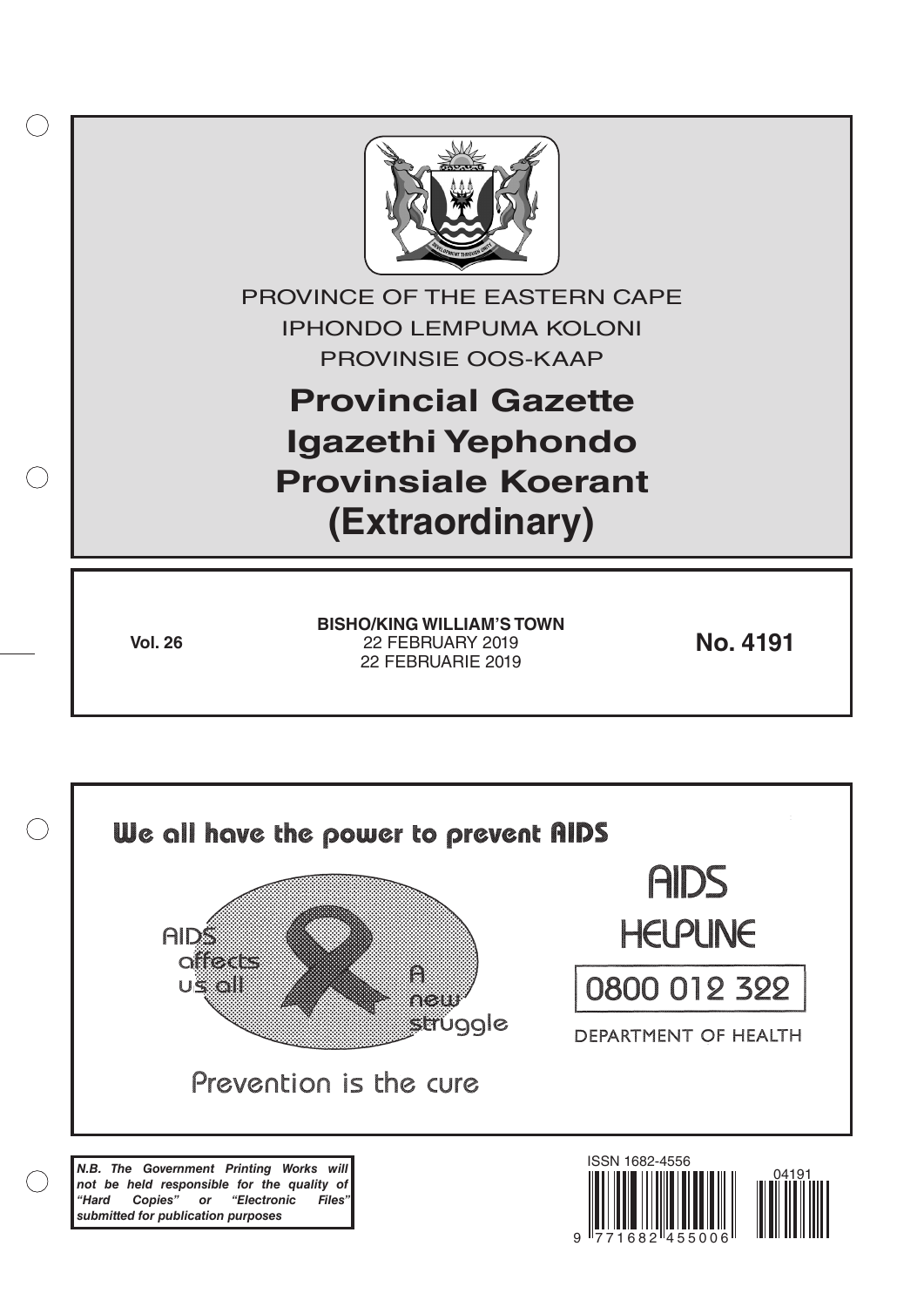PROVINCE OF THE EASTERN CAPE

IPHONDO LEMPUMA KOLONI

PROVINSIE OOS-KAAP

# Provincial Gazette
# Igazethi Yephondo
# Provinsiale Koerant
# (Extraordinary)

**Vol. 26**

**BISHO/KING WILLIAM'S TOWN**
22 FEBRUARY 2019
22 FEBRUARIE 2019

**No. 4191**

We all have the power to prevent AIDS

AIDS affects us all

A new struggle

Prevention is the cure

AIDS HELPLINE

0800 012 322

DEPARTMENT OF HEALTH

***N.B. The Government Printing Works will not be held responsible for the quality of "Hard Copies" or "Electronic Files" submitted for publication purposes***

ISSN 1682-4556

9 771682 455006 04191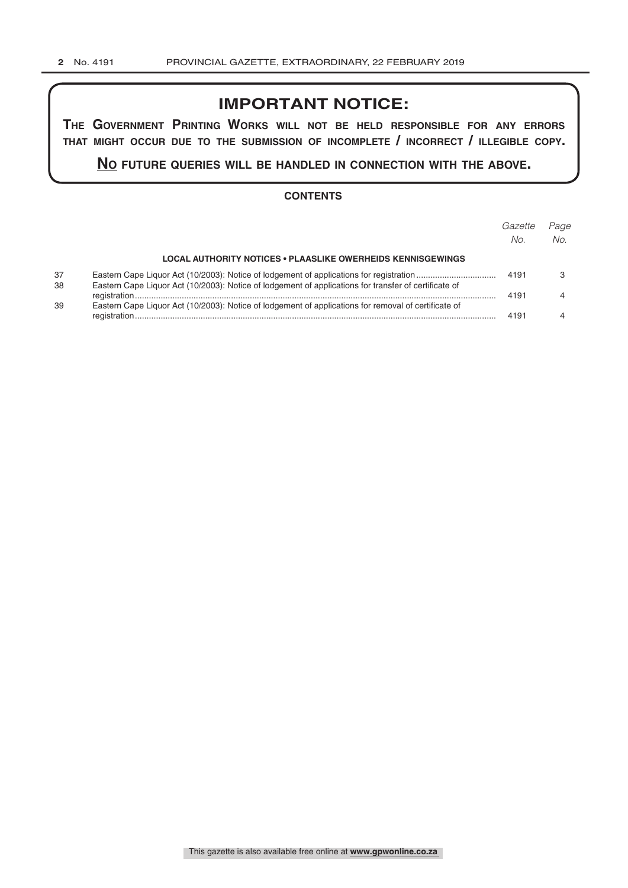## IMPORTANT NOTICE:

**THE GOVERNMENT PRINTING WORKS WILL NOT BE HELD RESPONSIBLE FOR ANY ERRORS THAT MIGHT OCCUR DUE TO THE SUBMISSION OF INCOMPLETE / INCORRECT / ILLEGIBLE COPY.**

**NO FUTURE QUERIES WILL BE HANDLED IN CONNECTION WITH THE ABOVE.**

### CONTENTS

| | | *Gazette No.* | *Page No.* |
|---|---|---|---|
| | **LOCAL AUTHORITY NOTICES • PLAASLIKE OWERHEIDS KENNISGEWINGS** | | |
| 37 | Eastern Cape Liquor Act (10/2003): Notice of lodgement of applications for registration | 4191 | 3 |
| 38 | Eastern Cape Liquor Act (10/2003): Notice of lodgement of applications for transfer of certificate of registration | 4191 | 4 |
| 39 | Eastern Cape Liquor Act (10/2003): Notice of lodgement of applications for removal of certificate of registration | 4191 | 4 |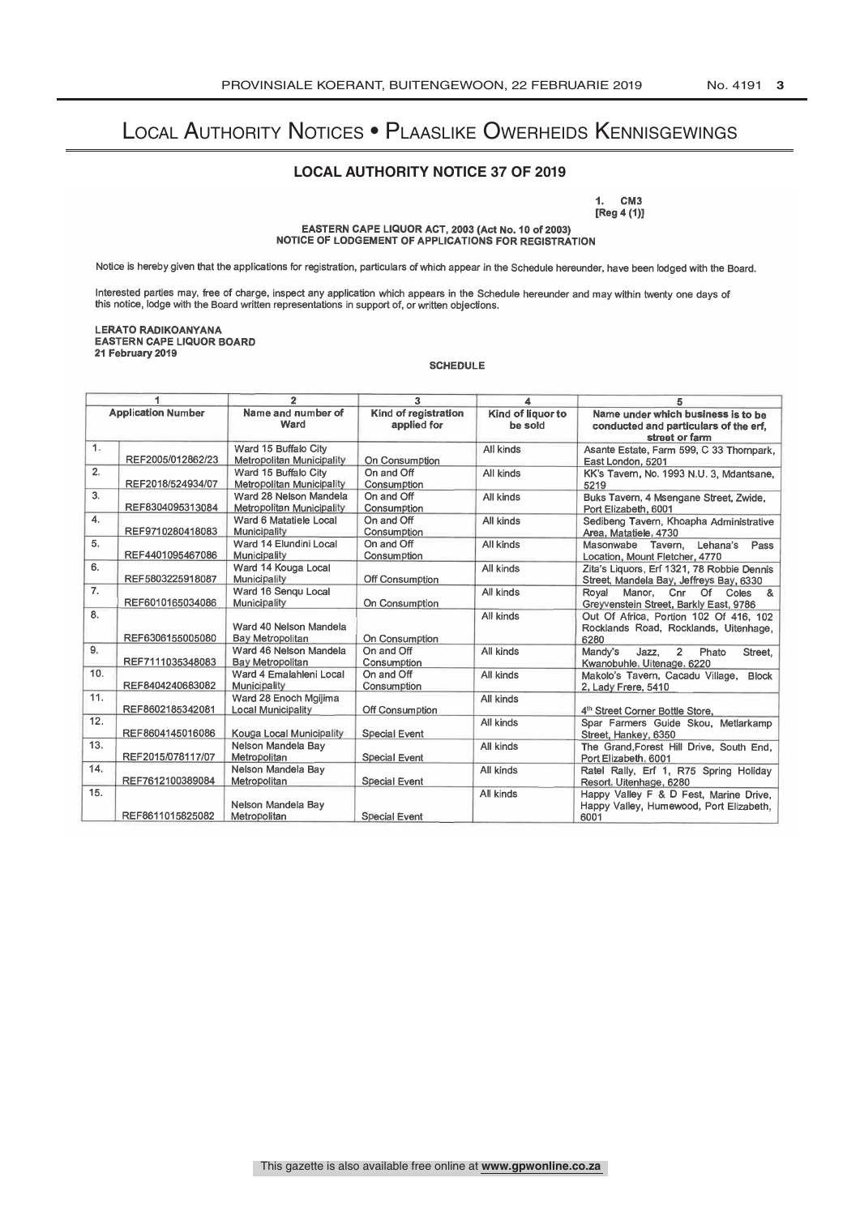# Local Authority Notices • Plaaslike Owerheids Kennisgewings

## LOCAL AUTHORITY NOTICE 37 OF 2019

1. CM3
[Reg 4 (1)]

**EASTERN CAPE LIQUOR ACT, 2003 (Act No. 10 of 2003)**
**NOTICE OF LODGEMENT OF APPLICATIONS FOR REGISTRATION**

Notice is hereby given that the applications for registration, particulars of which appear in the Schedule hereunder, have been lodged with the Board.

Interested parties may, free of charge, inspect any application which appears in the Schedule hereunder and may within twenty one days of this notice, lodge with the Board written representations in support of, or written objections.

**LERATO RADIKOANYANA**
**EASTERN CAPE LIQUOR BOARD**
**21 February 2019**

**SCHEDULE**

| 1 | | 2 | 3 | 4 | 5 |
|---|---|---|---|---|---|
| Application Number | | Name and number of Ward | Kind of registration applied for | Kind of liquor to be sold | Name under which business is to be conducted and particulars of the erf, street or farm |
| 1. | REF2005/012862/23 | Ward 15 Buffalo City Metropolitan Municipality | On Consumption | All kinds | Asante Estate, Farm 599, C 33 Thornpark, East London, 5201 |
| 2. | REF2018/524934/07 | Ward 15 Buffalo City Metropolitan Municipality | On and Off Consumption | All kinds | KK's Tavern, No. 1993 N.U. 3, Mdantsane, 5219 |
| 3. | REF8304095313084 | Ward 28 Nelson Mandela Metropolitan Municipality | On and Off Consumption | All kinds | Buks Tavern, 4 Msengane Street, Zwide, Port Elizabeth, 6001 |
| 4. | REF9710280418083 | Ward 6 Matatiele Local Municipality | On and Off Consumption | All kinds | Sedibeng Tavern, Khoapha Administrative Area, Matatiele, 4730 |
| 5. | REF4401095467086 | Ward 14 Elundini Local Municipality | On and Off Consumption | All kinds | Masonwabe Tavern, Lehana's Pass Location, Mount Fletcher, 4770 |
| 6. | REF5803225918087 | Ward 14 Kouga Local Municipality | Off Consumption | All kinds | Zita's Liquors, Erf 1321, 78 Robbie Dennis Street, Mandela Bay, Jeffreys Bay, 6330 |
| 7. | REF6010165034086 | Ward 16 Senqu Local Municipality | On Consumption | All kinds | Royal Manor, Cnr Of Coles & Greyvenstein Street, Barkly East, 9786 |
| 8. | REF6306155005080 | Ward 40 Nelson Mandela Bay Metropolitan | On Consumption | All kinds | Out Of Africa, Portion 102 Of 416, 102 Rocklands Road, Rocklands, Uitenhage, 6280 |
| 9. | REF7111035348083 | Ward 46 Nelson Mandela Bay Metropolitan | On and Off Consumption | All kinds | Mandy's Jazz, 2 Phato Street, Kwanobuhle, Uitenage, 6220 |
| 10. | REF8404240683082 | Ward 4 Emalahleni Local Municipality | On and Off Consumption | All kinds | Makolo's Tavern, Cacadu Village, Block 2, Lady Frere, 5410 |
| 11. | REF8602185342081 | Ward 28 Enoch Mgijima Local Municipality | Off Consumption | All kinds | 4th Street Corner Bottle Store, |
| 12. | REF8604145016086 | Kouga Local Municipality | Special Event | All kinds | Spar Farmers Guide Skou, Metlarkamp Street, Hankey, 6350 |
| 13. | REF2015/078117/07 | Nelson Mandela Bay Metropolitan | Special Event | All kinds | The Grand,Forest Hill Drive, South End, Port Elizabeth, 6001 |
| 14. | REF7612100389084 | Nelson Mandela Bay Metropolitan | Special Event | All kinds | Ratel Rally, Erf 1, R75 Spring Holiday Resort, Uitenhage, 6280 |
| 15. | REF8611015825082 | Nelson Mandela Bay Metropolitan | Special Event | All kinds | Happy Valley F & D Fest, Marine Drive, Happy Valley, Humewood, Port Elizabeth, 6001 |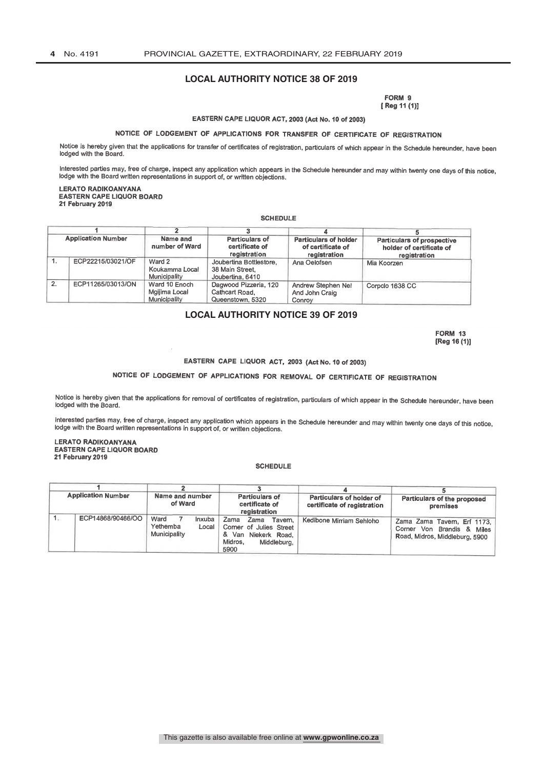## LOCAL AUTHORITY NOTICE 38 OF 2019

**FORM 9**
**[ Reg 11 (1)]**

**EASTERN CAPE LIQUOR ACT, 2003 (Act No. 10 of 2003)**

**NOTICE OF LODGEMENT OF APPLICATIONS FOR TRANSFER OF CERTIFICATE OF REGISTRATION**

Notice is hereby given that the applications for transfer of certificates of registration, particulars of which appear in the Schedule hereunder, have been lodged with the Board.

Interested parties may, free of charge, inspect any application which appears in the Schedule hereunder and may within twenty one days of this notice, lodge with the Board written representations in support of, or written objections.

**LERATO RADIKOANYANA**
**EASTERN CAPE LIQUOR BOARD**
**21 February 2019**

**SCHEDULE**

| 1 | | 2 | 3 | 4 | 5 |
|---|---|---|---|---|---|
| **Application Number** | | **Name and number of Ward** | **Particulars of certificate of registration** | **Particulars of holder of certificate of registration** | **Particulars of prospective holder of certificate of registration** |
| 1. | ECP22215/03021/OF | Ward 2 Koukamma Local Municipality | Joubertina Bottlestore, 38 Main Street, Joubertina, 6410 | Ana Oelofsen | Mia Koorzen |
| 2. | ECP11265/03013/ON | Ward 10 Enoch Mgijima Local Municipality | Dagwood Pizzeria, 120 Cathcart Road, Queenstown, 5320 | Andrew Stephen Nel And John Craig Conroy | Corpclo 1638 CC |

## LOCAL AUTHORITY NOTICE 39 OF 2019

**FORM 13**
**[Reg 16 (1)]**

**EASTERN CAPE LIQUOR ACT, 2003 (Act No. 10 of 2003)**

**NOTICE OF LODGEMENT OF APPLICATIONS FOR REMOVAL OF CERTIFICATE OF REGISTRATION**

Notice is hereby given that the applications for removal of certificates of registration, particulars of which appear in the Schedule hereunder, have been lodged with the Board.

Interested parties may, free of charge, inspect any application which appears in the Schedule hereunder and may within twenty one days of this notice, lodge with the Board written representations in support of, or written objections.

**LERATO RADIKOANYANA**
**EASTERN CAPE LIQUOR BOARD**
**21 February 2019**

**SCHEDULE**

| 1 | | 2 | 3 | 4 | 5 |
|---|---|---|---|---|---|
| **Application Number** | | **Name and number of Ward** | **Particulars of certificate of registration** | **Particulars of holder of certificate of registration** | **Particulars of the proposed premises** |
| 1. | ECP14868/90466/OO | Ward 7 Inxuba Yethemba Local Municipality | Zama Zama Tavern, Corner of Julies Street & Van Niekerk Road, Midros, Middleburg, 5900 | Kedibone Mirriam Sehloho | Zama Zama Tavern, Erf 1173, Corner Von Brandis & Miles Road, Midros, Middleburg, 5900 |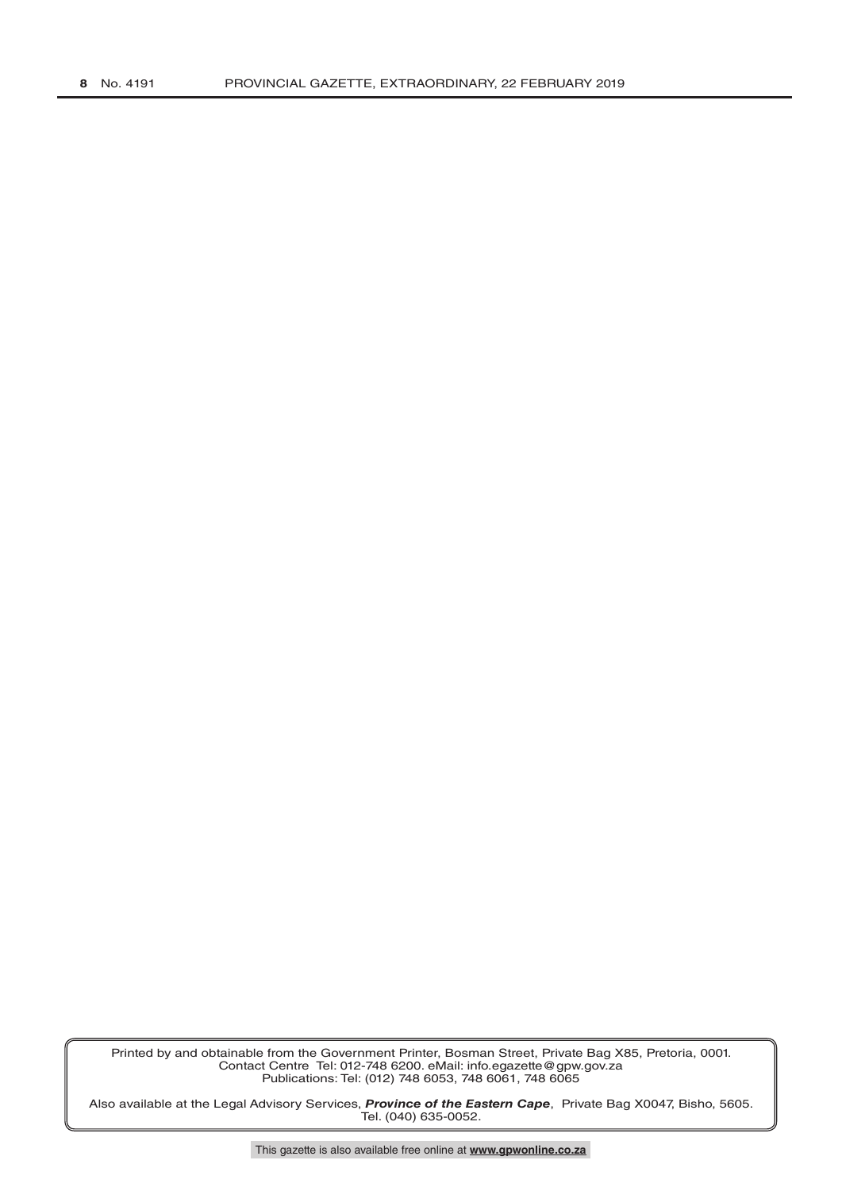Printed by and obtainable from the Government Printer, Bosman Street, Private Bag X85, Pretoria, 0001.
Contact Centre Tel: 012-748 6200. eMail: info.egazette@gpw.gov.za
Publications: Tel: (012) 748 6053, 748 6061, 748 6065

Also available at the Legal Advisory Services, ***Province of the Eastern Cape***, Private Bag X0047, Bisho, 5605.
Tel. (040) 635-0052.